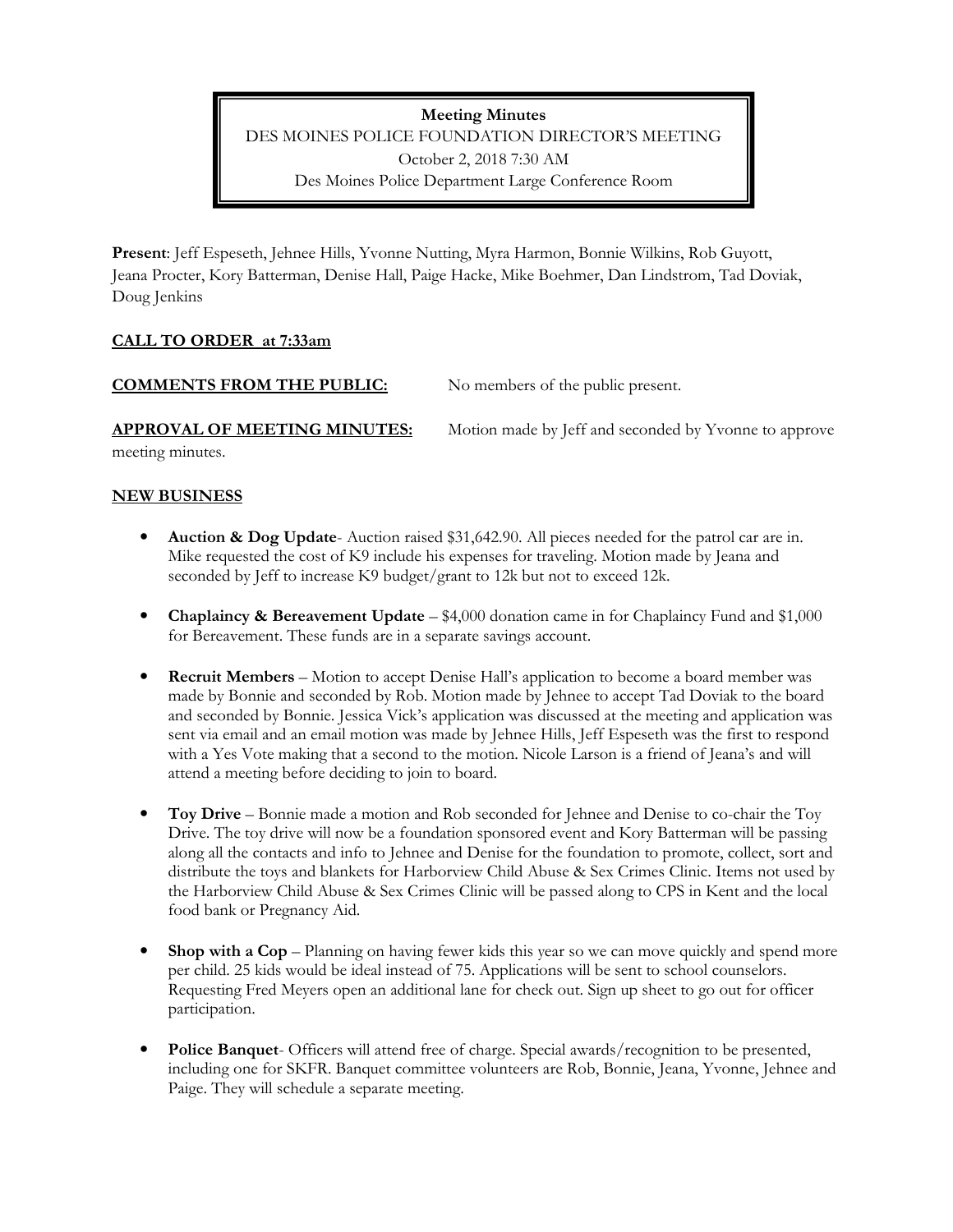**Meeting Minutes**

DES MOINES POLICE FOUNDATION DIRECTOR'S MEETING

October 2, 2018 7:30 AM

Des Moines Police Department Large Conference Room

**Present**: Jeff Espeseth, Jehnee Hills, Yvonne Nutting, Myra Harmon, Bonnie Wilkins, Rob Guyott, Jeana Procter, Kory Batterman, Denise Hall, Paige Hacke, Mike Boehmer, Dan Lindstrom, Tad Doviak, Doug Jenkins

**CALL TO ORDER at 7:33am**

**COMMENTS FROM THE PUBLIC:** No members of the public present.

**APPROVAL OF MEETING MINUTES:** Motion made by Jeff and seconded by Yvonne to approve meeting minutes.

**NEW BUSINESS**

- **Auction & Dog Update**- Auction raised $31,642.90. All pieces needed for the patrol car are in. Mike requested the cost of K9 include his expenses for traveling. Motion made by Jeana and seconded by Jeff to increase K9 budget/grant to 12k but not to exceed 12k.

- **Chaplaincy & Bereavement Update** – $4,000 donation came in for Chaplaincy Fund and $1,000 for Bereavement. These funds are in a separate savings account.

- **Recruit Members** – Motion to accept Denise Hall's application to become a board member was made by Bonnie and seconded by Rob. Motion made by Jehnee to accept Tad Doviak to the board and seconded by Bonnie. Jessica Vick's application was discussed at the meeting and application was sent via email and an email motion was made by Jehnee Hills, Jeff Espeseth was the first to respond with a Yes Vote making that a second to the motion. Nicole Larson is a friend of Jeana's and will attend a meeting before deciding to join to board.

- **Toy Drive** – Bonnie made a motion and Rob seconded for Jehnee and Denise to co-chair the Toy Drive. The toy drive will now be a foundation sponsored event and Kory Batterman will be passing along all the contacts and info to Jehnee and Denise for the foundation to promote, collect, sort and distribute the toys and blankets for Harborview Child Abuse & Sex Crimes Clinic. Items not used by the Harborview Child Abuse & Sex Crimes Clinic will be passed along to CPS in Kent and the local food bank or Pregnancy Aid.

- **Shop with a Cop** – Planning on having fewer kids this year so we can move quickly and spend more per child. 25 kids would be ideal instead of 75. Applications will be sent to school counselors. Requesting Fred Meyers open an additional lane for check out. Sign up sheet to go out for officer participation.

- **Police Banquet**- Officers will attend free of charge. Special awards/recognition to be presented, including one for SKFR. Banquet committee volunteers are Rob, Bonnie, Jeana, Yvonne, Jehnee and Paige. They will schedule a separate meeting.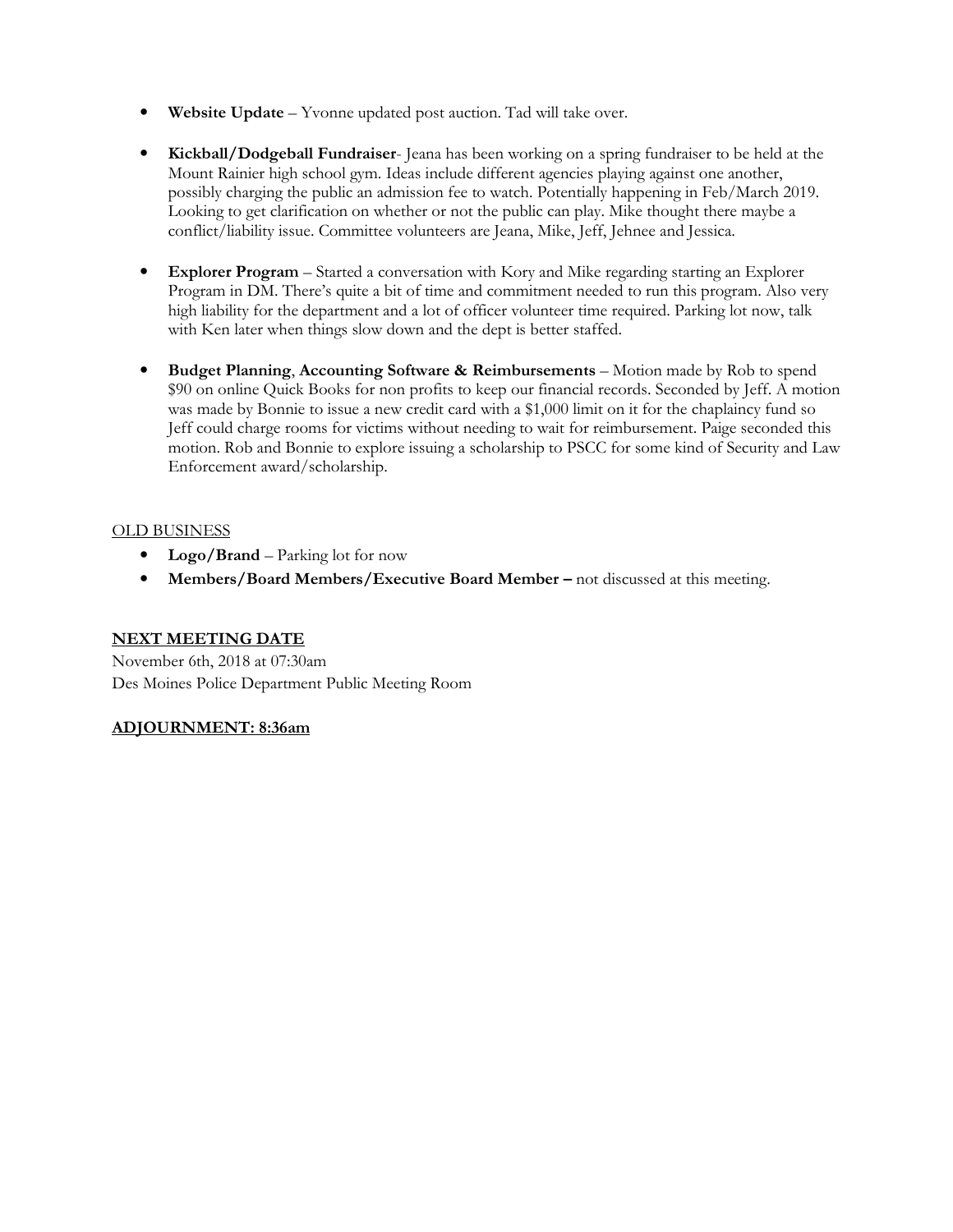- **Website Update** – Yvonne updated post auction. Tad will take over.

- **Kickball/Dodgeball Fundraiser**- Jeana has been working on a spring fundraiser to be held at the Mount Rainier high school gym. Ideas include different agencies playing against one another, possibly charging the public an admission fee to watch. Potentially happening in Feb/March 2019. Looking to get clarification on whether or not the public can play. Mike thought there maybe a conflict/liability issue. Committee volunteers are Jeana, Mike, Jeff, Jehnee and Jessica.

- **Explorer Program** – Started a conversation with Kory and Mike regarding starting an Explorer Program in DM. There's quite a bit of time and commitment needed to run this program. Also very high liability for the department and a lot of officer volunteer time required. Parking lot now, talk with Ken later when things slow down and the dept is better staffed.

- **Budget Planning**, **Accounting Software & Reimbursements** – Motion made by Rob to spend $90 on online Quick Books for non profits to keep our financial records. Seconded by Jeff. A motion was made by Bonnie to issue a new credit card with a $1,000 limit on it for the chaplaincy fund so Jeff could charge rooms for victims without needing to wait for reimbursement. Paige seconded this motion. Rob and Bonnie to explore issuing a scholarship to PSCC for some kind of Security and Law Enforcement award/scholarship.

<u>OLD BUSINESS</u>

- **Logo/Brand** – Parking lot for now
- **Members/Board Members/Executive Board Member –** not discussed at this meeting.

**<u>NEXT MEETING DATE</u>**

November 6th, 2018 at 07:30am
Des Moines Police Department Public Meeting Room

**<u>ADJOURNMENT: 8:36am</u>**